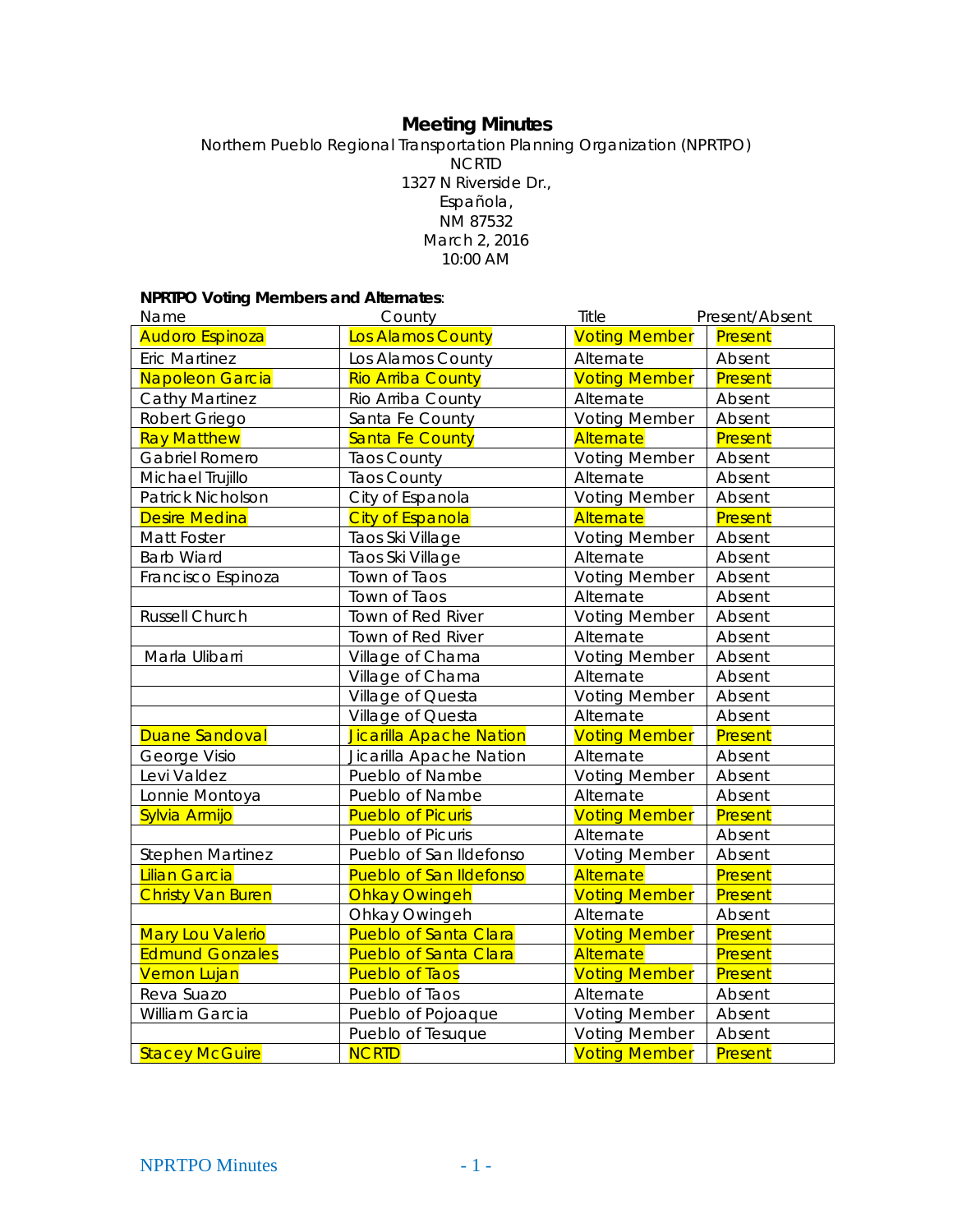# Meeting Minutes

Northern Pueblo Regional Transportation Planning Organization (NPRTPO)
NCRTD
1327 N Riverside Dr.,
Española,
NM 87532
March 2, 2016
10:00 AM

**NPRTPO Voting Members and Alternates**:

| Name | County | Title | Present/Absent |
|---|---|---|---|
| Audoro Espinoza | Los Alamos County | Voting Member | Present |
| Eric Martinez | Los Alamos County | Alternate | Absent |
| Napoleon Garcia | Rio Arriba County | Voting Member | Present |
| Cathy Martinez | Rio Arriba County | Alternate | Absent |
| Robert Griego | Santa Fe County | Voting Member | Absent |
| Ray Matthew | Santa Fe County | Alternate | Present |
| Gabriel Romero | Taos County | Voting Member | Absent |
| Michael Trujillo | Taos County | Alternate | Absent |
| Patrick Nicholson | City of Espanola | Voting Member | Absent |
| Desire Medina | City of Espanola | Alternate | Present |
| Matt Foster | Taos Ski Village | Voting Member | Absent |
| Barb Wiard | Taos Ski Village | Alternate | Absent |
| Francisco Espinoza | Town of Taos | Voting Member | Absent |
| | Town of Taos | Alternate | Absent |
| Russell Church | Town of Red River | Voting Member | Absent |
| | Town of Red River | Alternate | Absent |
| Marla Ulibarri | Village of Chama | Voting Member | Absent |
| | Village of Chama | Alternate | Absent |
| | Village of Questa | Voting Member | Absent |
| | Village of Questa | Alternate | Absent |
| Duane Sandoval | Jicarilla Apache Nation | Voting Member | Present |
| George Visio | Jicarilla Apache Nation | Alternate | Absent |
| Levi Valdez | Pueblo of Nambe | Voting Member | Absent |
| Lonnie Montoya | Pueblo of Nambe | Alternate | Absent |
| Sylvia Armijo | Pueblo of Picuris | Voting Member | Present |
| | Pueblo of Picuris | Alternate | Absent |
| Stephen Martinez | Pueblo of San Ildefonso | Voting Member | Absent |
| Lilian Garcia | Pueblo of San Ildefonso | Alternate | Present |
| Christy Van Buren | Ohkay Owingeh | Voting Member | Present |
| | Ohkay Owingeh | Alternate | Absent |
| Mary Lou Valerio | Pueblo of Santa Clara | Voting Member | Present |
| Edmund Gonzales | Pueblo of Santa Clara | Alternate | Present |
| Vernon Lujan | Pueblo of Taos | Voting Member | Present |
| Reva Suazo | Pueblo of Taos | Alternate | Absent |
| William Garcia | Pueblo of Pojoaque | Voting Member | Absent |
| | Pueblo of Tesuque | Voting Member | Absent |
| Stacey McGuire | NCRTD | Voting Member | Present |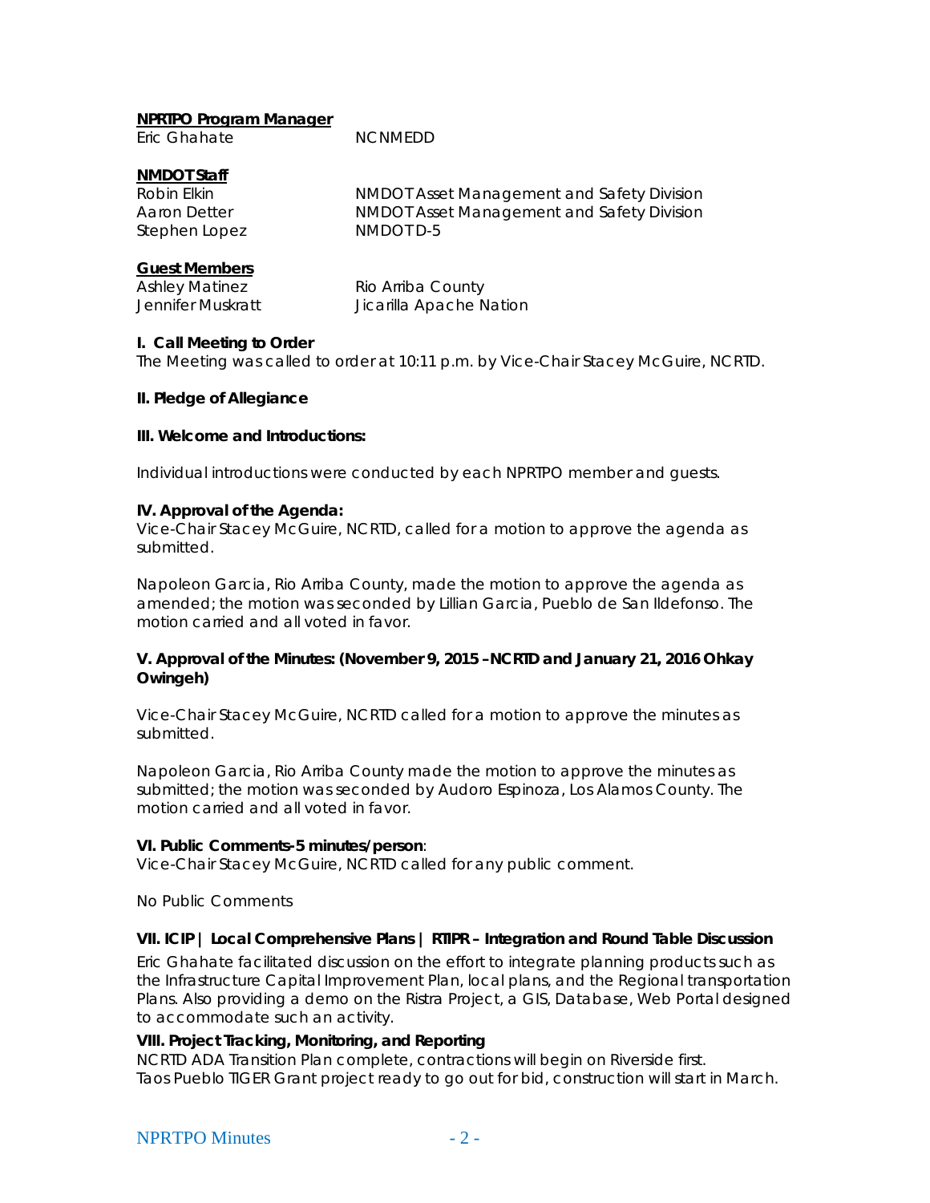**NPRTPO Program Manager**

| | |
|---|---|
| Eric Ghahate | NCNMEDD |

**NMDOT Staff**

| | |
|---|---|
| Robin Elkin | NMDOT Asset Management and Safety Division |
| Aaron Detter | NMDOT Asset Management and Safety Division |
| Stephen Lopez | NMDOTD-5 |

**Guest Members**

| | |
|---|---|
| Ashley Matinez | Rio Arriba County |
| Jennifer Muskratt | Jicarilla Apache Nation |

**I. Call Meeting to Order**

The Meeting was called to order at 10:11 p.m. by Vice-Chair Stacey McGuire, NCRTD.

**II. Pledge of Allegiance**

**III. Welcome and Introductions:**

Individual introductions were conducted by each NPRTPO member and guests.

**IV. Approval of the Agenda:**

Vice-Chair Stacey McGuire, NCRTD, called for a motion to approve the agenda as submitted.

Napoleon Garcia, Rio Arriba County, made the motion to approve the agenda as amended; the motion was seconded by Lillian Garcia, Pueblo de San Ildefonso. The motion carried and all voted in favor.

**V. Approval of the Minutes: (November 9, 2015 –NCRTD and January 21, 2016 Ohkay Owingeh)**

Vice-Chair Stacey McGuire, NCRTD called for a motion to approve the minutes as submitted.

Napoleon Garcia, Rio Arriba County made the motion to approve the minutes as submitted; the motion was seconded by Audoro Espinoza, Los Alamos County. The motion carried and all voted in favor.

**VI. Public Comments-5 minutes/person**:

Vice-Chair Stacey McGuire, NCRTD called for any public comment.

No Public Comments

**VII. ICIP | Local Comprehensive Plans | RTIPR – Integration and Round Table Discussion**

Eric Ghahate facilitated discussion on the effort to integrate planning products such as the Infrastructure Capital Improvement Plan, local plans, and the Regional transportation Plans. Also providing a demo on the Ristra Project, a GIS, Database, Web Portal designed to accommodate such an activity.

**VIII. Project Tracking, Monitoring, and Reporting**

NCRTD ADA Transition Plan complete, contractions will begin on Riverside first.
Taos Pueblo TIGER Grant project ready to go out for bid, construction will start in March.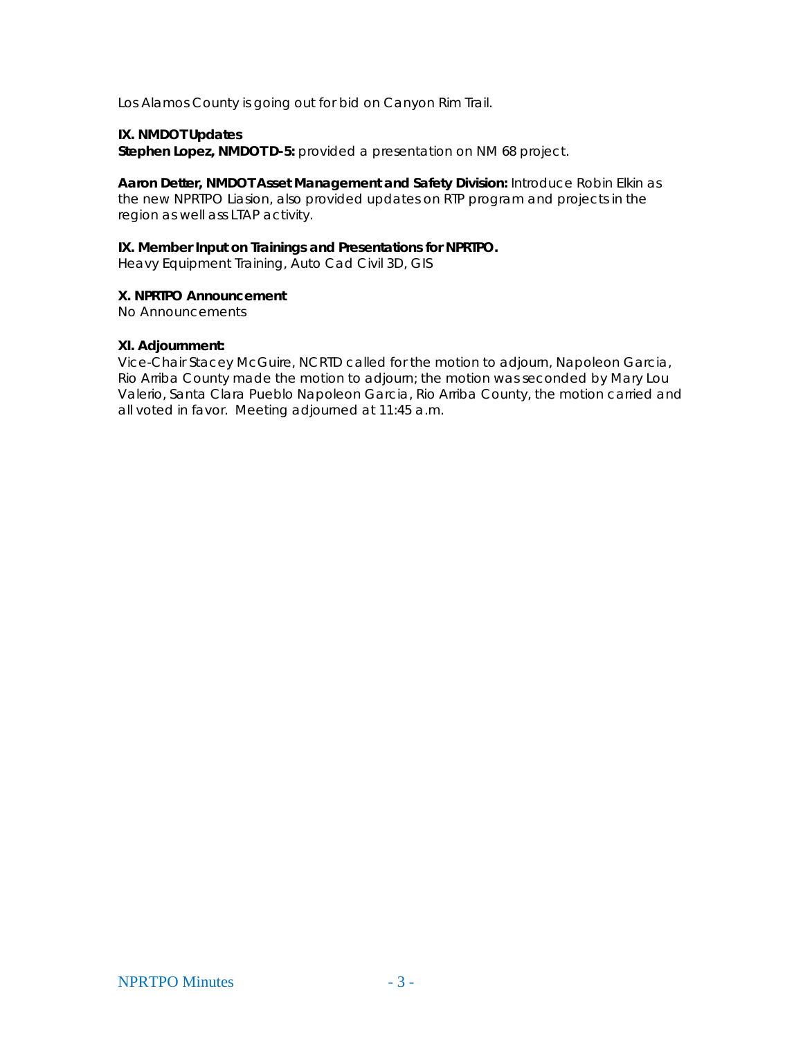Los Alamos County is going out for bid on Canyon Rim Trail.

**IX. NMDOT Updates**
**Stephen Lopez, NMDOT D-5:** provided a presentation on NM 68 project.

**Aaron Detter, NMDOT Asset Management and Safety Division:** Introduce Robin Elkin as the new NPRTPO Liasion, also provided updates on RTP program and projects in the region as well ass LTAP activity.

**IX. Member Input on Trainings and Presentations for NPRTPO.**
Heavy Equipment Training, Auto Cad Civil 3D, GIS

**X. NPRTPO Announcement**
No Announcements

**XI. Adjournment:**
Vice-Chair Stacey McGuire, NCRTD called for the motion to adjourn, Napoleon Garcia, Rio Arriba County made the motion to adjourn; the motion was seconded by Mary Lou Valerio, Santa Clara Pueblo Napoleon Garcia, Rio Arriba County, the motion carried and all voted in favor. Meeting adjourned at 11:45 a.m.